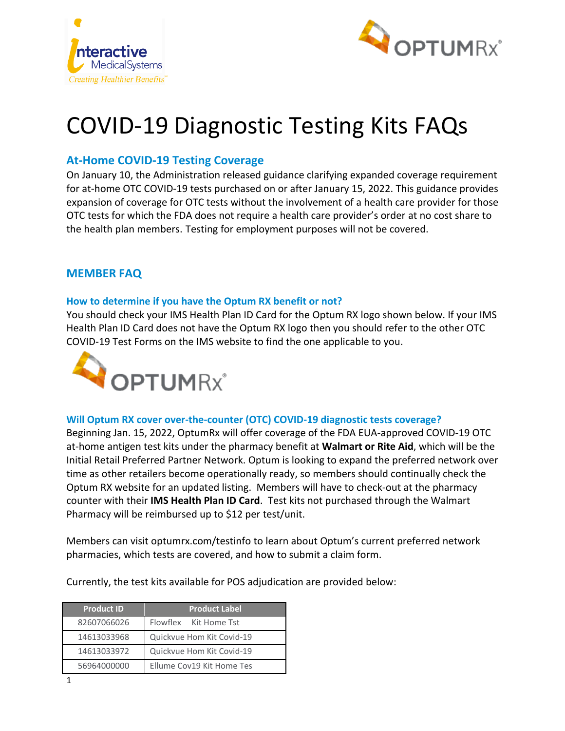# COVID-19 Diagnostic Testing Kits FAQs

## At-Home COVID-19 Testing Coverage

On January 10, the Administration released guidance clarifying expanded coverage requirement for at-home OTC COVID-19 tests purchased on or after January 15, 2022. This guidance provides expansion of coverage for OTC tests without the involvement of a health care provider for those OTC tests for which the FDA does not require a health care provider's order at no cost share to the health plan members. Testing for employment purposes will not be covered.

## MEMBER FAQ

### How to determine if you have the Optum RX benefit or not?

You should check your IMS Health Plan ID Card for the Optum RX logo shown below. If your IMS Health Plan ID Card does not have the Optum RX logo then you should refer to the other OTC COVID-19 Test Forms on the IMS website to find the one applicable to you.

### Will Optum RX cover over-the-counter (OTC) COVID-19 diagnostic tests coverage?

Beginning Jan. 15, 2022, OptumRx will offer coverage of the FDA EUA-approved COVID-19 OTC at-home antigen test kits under the pharmacy benefit at **Walmart or Rite Aid**, which will be the Initial Retail Preferred Partner Network. Optum is looking to expand the preferred network over time as other retailers become operationally ready, so members should continually check the Optum RX website for an updated listing. Members will have to check-out at the pharmacy counter with their **IMS Health Plan ID Card**. Test kits not purchased through the Walmart Pharmacy will be reimbursed up to $12 per test/unit.

Members can visit optumrx.com/testinfo to learn about Optum's current preferred network pharmacies, which tests are covered, and how to submit a claim form.

Currently, the test kits available for POS adjudication are provided below:

| Product ID | Product Label |
|---|---|
| 82607066026 | Flowflex Kit Home Tst |
| 14613033968 | Quickvue Hom Kit Covid-19 |
| 14613033972 | Quickvue Hom Kit Covid-19 |
| 56964000000 | Ellume Cov19 Kit Home Tes |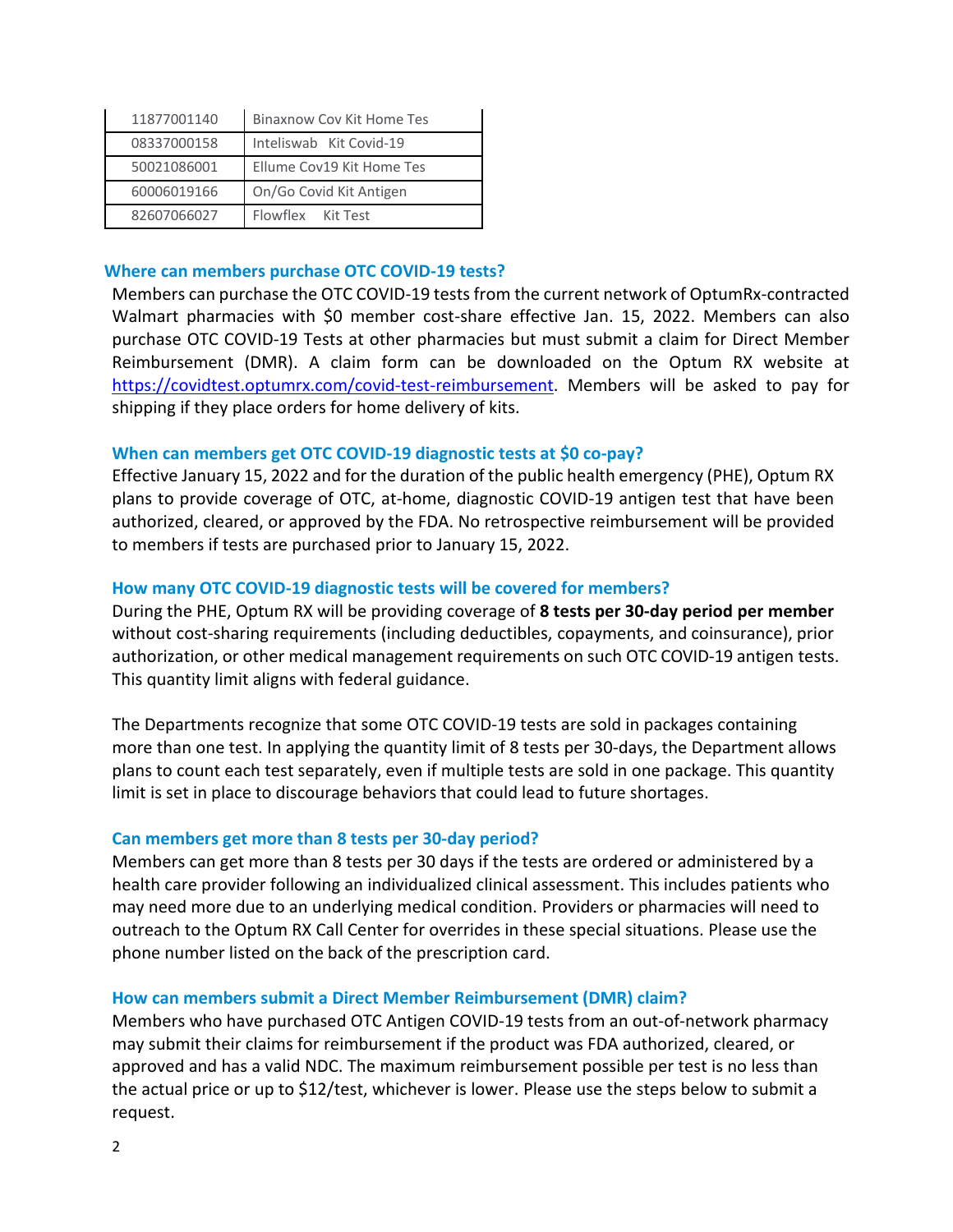| 11877001140 | Binaxnow Cov Kit Home Tes |
|---|---|
| 08337000158 | Inteliswab Kit Covid-19 |
| 50021086001 | Ellume Cov19 Kit Home Tes |
| 60006019166 | On/Go Covid Kit Antigen |
| 82607066027 | Flowflex Kit Test |

### Where can members purchase OTC COVID-19 tests?

Members can purchase the OTC COVID-19 tests from the current network of OptumRx-contracted Walmart pharmacies with $0 member cost-share effective Jan. 15, 2022. Members can also purchase OTC COVID-19 Tests at other pharmacies but must submit a claim for Direct Member Reimbursement (DMR). A claim form can be downloaded on the Optum RX website at https://covidtest.optumrx.com/covid-test-reimbursement. Members will be asked to pay for shipping if they place orders for home delivery of kits.

### When can members get OTC COVID-19 diagnostic tests at $0 co-pay?

Effective January 15, 2022 and for the duration of the public health emergency (PHE), Optum RX plans to provide coverage of OTC, at-home, diagnostic COVID-19 antigen test that have been authorized, cleared, or approved by the FDA. No retrospective reimbursement will be provided to members if tests are purchased prior to January 15, 2022.

### How many OTC COVID-19 diagnostic tests will be covered for members?

During the PHE, Optum RX will be providing coverage of **8 tests per 30-day period per member** without cost-sharing requirements (including deductibles, copayments, and coinsurance), prior authorization, or other medical management requirements on such OTC COVID-19 antigen tests. This quantity limit aligns with federal guidance.

The Departments recognize that some OTC COVID-19 tests are sold in packages containing more than one test. In applying the quantity limit of 8 tests per 30-days, the Department allows plans to count each test separately, even if multiple tests are sold in one package. This quantity limit is set in place to discourage behaviors that could lead to future shortages.

### Can members get more than 8 tests per 30-day period?

Members can get more than 8 tests per 30 days if the tests are ordered or administered by a health care provider following an individualized clinical assessment. This includes patients who may need more due to an underlying medical condition. Providers or pharmacies will need to outreach to the Optum RX Call Center for overrides in these special situations. Please use the phone number listed on the back of the prescription card.

### How can members submit a Direct Member Reimbursement (DMR) claim?

Members who have purchased OTC Antigen COVID-19 tests from an out-of-network pharmacy may submit their claims for reimbursement if the product was FDA authorized, cleared, or approved and has a valid NDC. The maximum reimbursement possible per test is no less than the actual price or up to $12/test, whichever is lower. Please use the steps below to submit a request.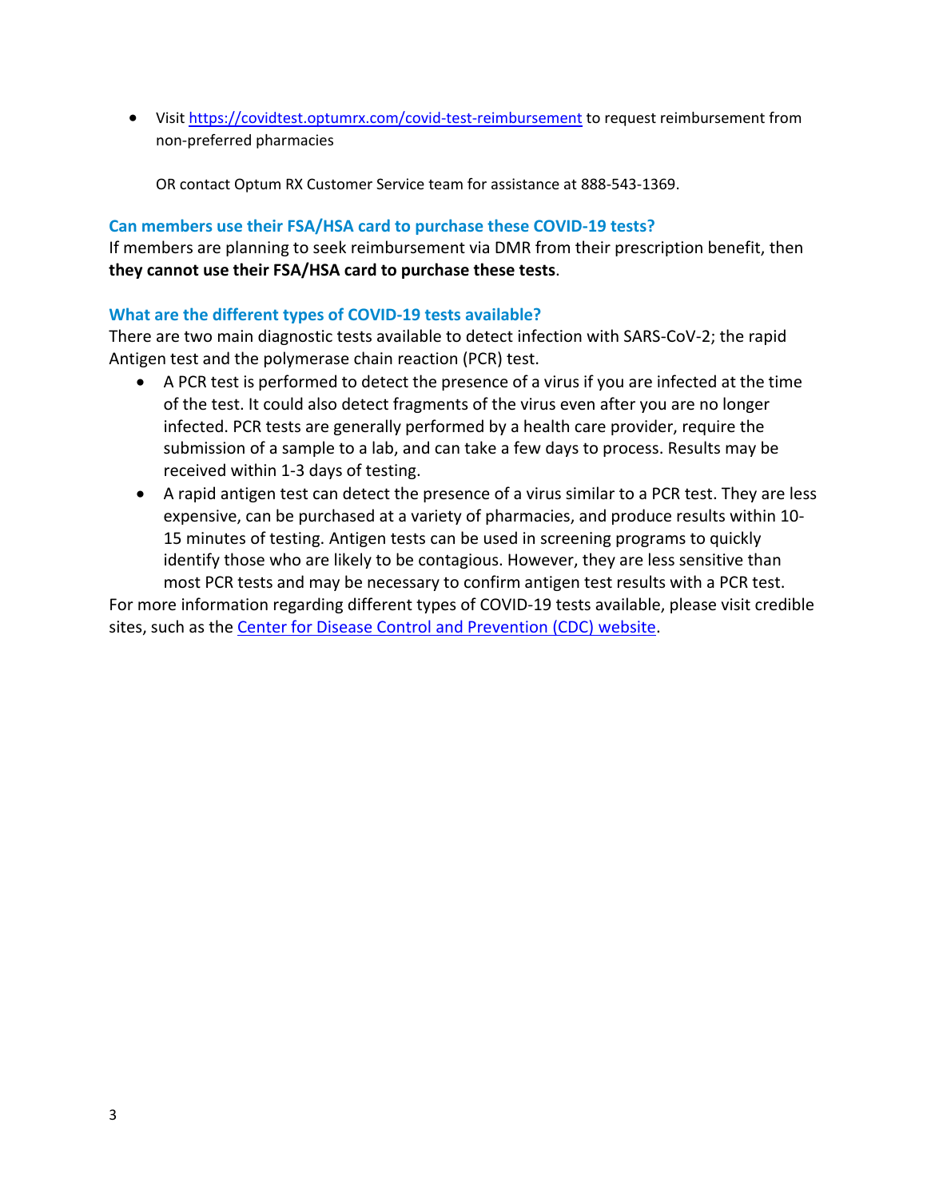- Visit [https://covidtest.optumrx.com/covid-test-reimbursement](https://covidtest.optumrx.com/covid-test-reimbursement) to request reimbursement from non-preferred pharmacies

  OR contact Optum RX Customer Service team for assistance at 888-543-1369.

### Can members use their FSA/HSA card to purchase these COVID-19 tests?

If members are planning to seek reimbursement via DMR from their prescription benefit, then **they cannot use their FSA/HSA card to purchase these tests**.

### What are the different types of COVID-19 tests available?

There are two main diagnostic tests available to detect infection with SARS-CoV-2; the rapid Antigen test and the polymerase chain reaction (PCR) test.

- A PCR test is performed to detect the presence of a virus if you are infected at the time of the test. It could also detect fragments of the virus even after you are no longer infected. PCR tests are generally performed by a health care provider, require the submission of a sample to a lab, and can take a few days to process. Results may be received within 1-3 days of testing.
- A rapid antigen test can detect the presence of a virus similar to a PCR test. They are less expensive, can be purchased at a variety of pharmacies, and produce results within 10-15 minutes of testing. Antigen tests can be used in screening programs to quickly identify those who are likely to be contagious. However, they are less sensitive than most PCR tests and may be necessary to confirm antigen test results with a PCR test.

For more information regarding different types of COVID-19 tests available, please visit credible sites, such as the Center for Disease Control and Prevention (CDC) website.